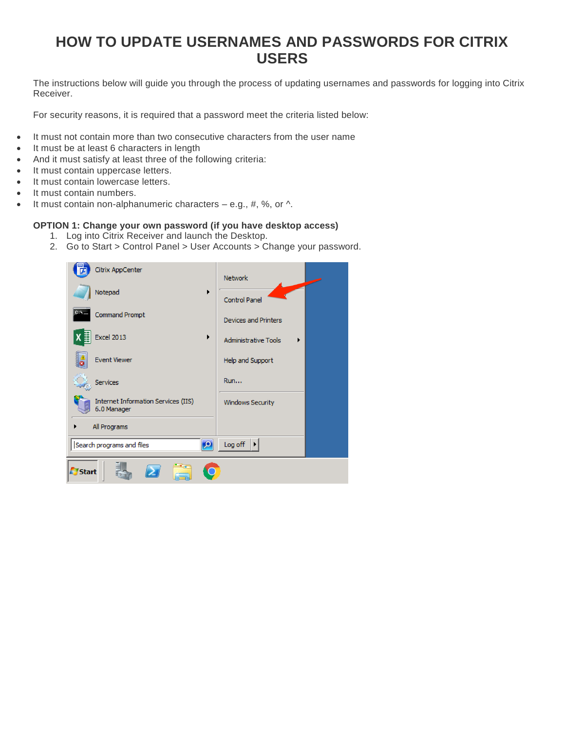# HOW TO UPDATE USERNAMES AND PASSWORDS FOR CITRIX USERS

The instructions below will guide you through the process of updating usernames and passwords for logging into Citrix Receiver.

For security reasons, it is required that a password meet the criteria listed below:

- It must not contain more than two consecutive characters from the user name
- It must be at least 6 characters in length
- And it must satisfy at least three of the following criteria:
- It must contain uppercase letters.
- It must contain lowercase letters.
- It must contain numbers.
- It must contain non-alphanumeric characters – e.g., #, %, or ^.

**OPTION 1: Change your own password (if you have desktop access)**

1. Log into Citrix Receiver and launch the Desktop.
2. Go to Start > Control Panel > User Accounts > Change your password.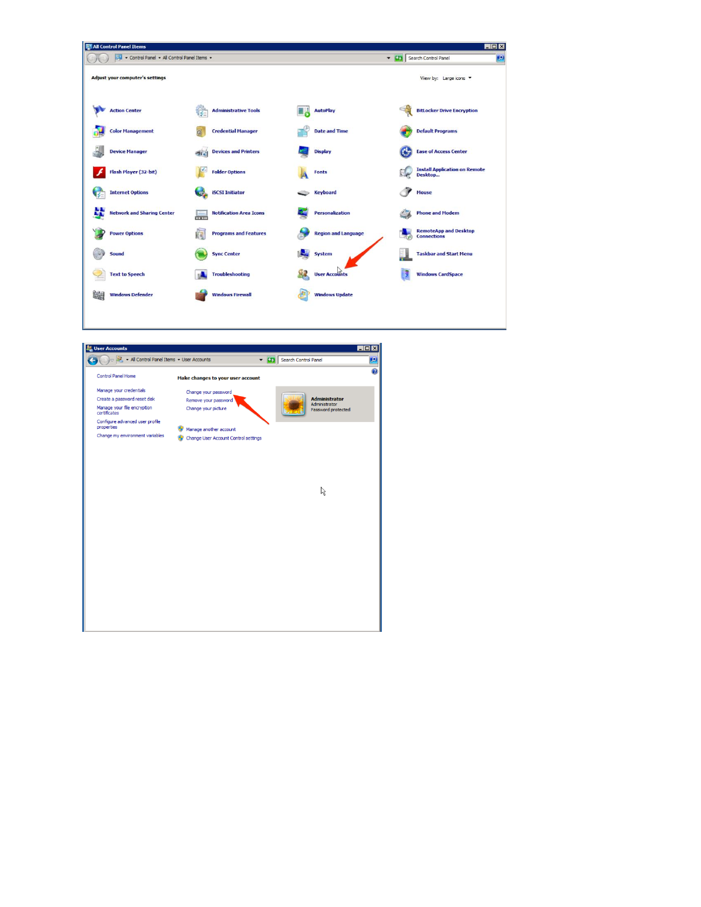All Control Panel Items

Control Panel ▸ All Control Panel Items ▸

Search Control Panel

**Adjust your computer's settings**

View by: Large icons ▾

| | | | |
|---|---|---|---|
| Action Center | Administrative Tools | AutoPlay | BitLocker Drive Encryption |
| Color Management | Credential Manager | Date and Time | Default Programs |
| Device Manager | Devices and Printers | Display | Ease of Access Center |
| Flash Player (32-bit) | Folder Options | Fonts | Install Application on Remote Desktop... |
| Internet Options | iSCSI Initiator | Keyboard | Mouse |
| Network and Sharing Center | Notification Area Icons | Personalization | Phone and Modem |
| Power Options | Programs and Features | Region and Language | RemoteApp and Desktop Connections |
| Sound | Sync Center | System | Taskbar and Start Menu |
| Text to Speech | Troubleshooting | User Accounts | Windows CardSpace |
| Windows Defender | Windows Firewall | Windows Update | |

User Accounts

All Control Panel Items ▸ User Accounts

Search Control Panel

Control Panel Home

Manage your credentials

Create a password reset disk

Manage your file encryption certificates

Configure advanced user profile properties

Change my environment variables

**Make changes to your user account**

Change your password

Remove your password

Change your picture

Manage another account

Change User Account Control settings

**Administrator**
Administrator
Password protected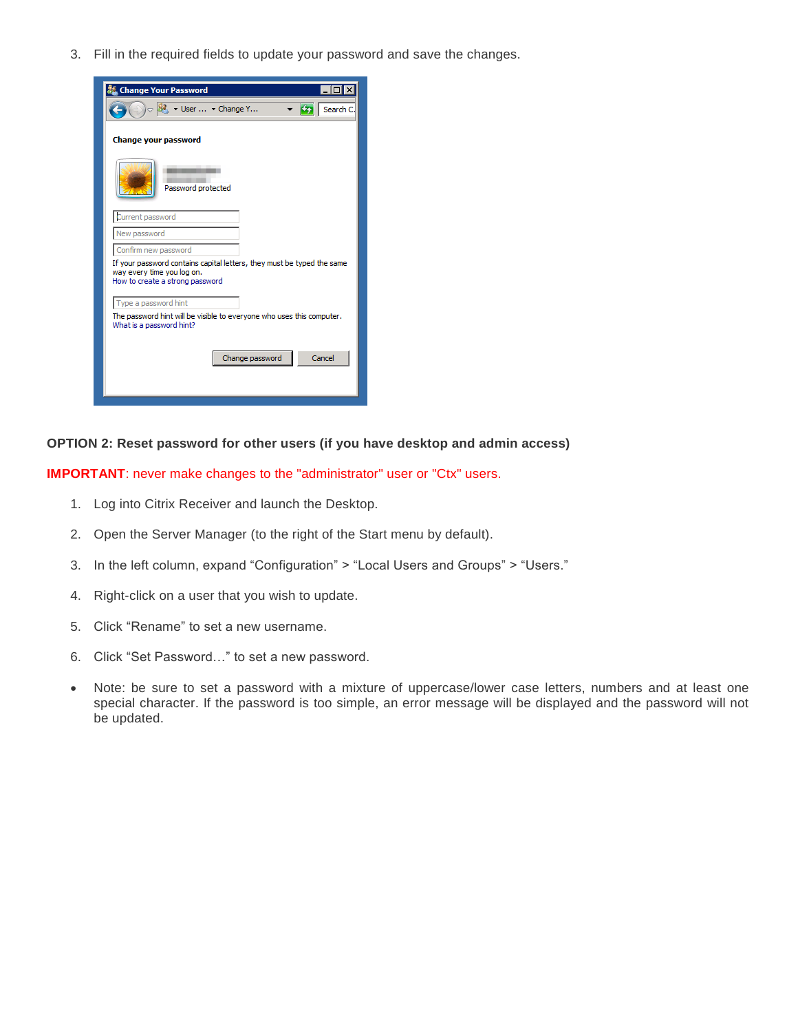3. Fill in the required fields to update your password and save the changes.

**OPTION 2: Reset password for other users (if you have desktop and admin access)**

**IMPORTANT**: never make changes to the "administrator" user or "Ctx" users.

1. Log into Citrix Receiver and launch the Desktop.
2. Open the Server Manager (to the right of the Start menu by default).
3. In the left column, expand “Configuration” > “Local Users and Groups” > “Users.”
4. Right-click on a user that you wish to update.
5. Click “Rename” to set a new username.
6. Click “Set Password…” to set a new password.

- Note: be sure to set a password with a mixture of uppercase/lower case letters, numbers and at least one special character. If the password is too simple, an error message will be displayed and the password will not be updated.